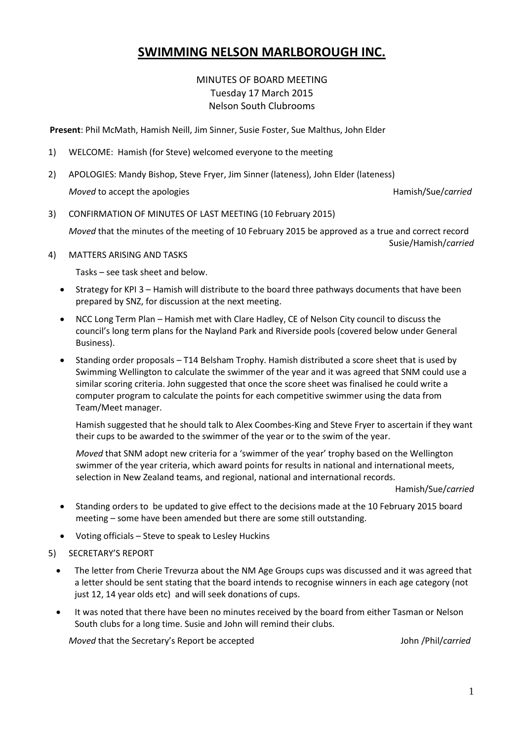# SWIMMING NELSON MARLBOROUGH INC.

MINUTES OF BOARD MEETING
Tuesday 17 March 2015
Nelson South Clubrooms

**Present**: Phil McMath, Hamish Neill, Jim Sinner, Susie Foster, Sue Malthus, John Elder

1) WELCOME: Hamish (for Steve) welcomed everyone to the meeting

2) APOLOGIES: Mandy Bishop, Steve Fryer, Jim Sinner (lateness), John Elder (lateness)

   *Moved* to accept the apologies Hamish/Sue/*carried*

3) CONFIRMATION OF MINUTES OF LAST MEETING (10 February 2015)

   *Moved* that the minutes of the meeting of 10 February 2015 be approved as a true and correct record Susie/Hamish/*carried*

4) MATTERS ARISING AND TASKS

   Tasks – see task sheet and below.

   - Strategy for KPI 3 – Hamish will distribute to the board three pathways documents that have been prepared by SNZ, for discussion at the next meeting.
   - NCC Long Term Plan – Hamish met with Clare Hadley, CE of Nelson City council to discuss the council's long term plans for the Nayland Park and Riverside pools (covered below under General Business).
   - Standing order proposals – T14 Belsham Trophy. Hamish distributed a score sheet that is used by Swimming Wellington to calculate the swimmer of the year and it was agreed that SNM could use a similar scoring criteria. John suggested that once the score sheet was finalised he could write a computer program to calculate the points for each competitive swimmer using the data from Team/Meet manager.

     Hamish suggested that he should talk to Alex Coombes-King and Steve Fryer to ascertain if they want their cups to be awarded to the swimmer of the year or to the swim of the year.

     *Moved* that SNM adopt new criteria for a 'swimmer of the year' trophy based on the Wellington swimmer of the year criteria, which award points for results in national and international meets, selection in New Zealand teams, and regional, national and international records. Hamish/Sue/*carried*

   - Standing orders to be updated to give effect to the decisions made at the 10 February 2015 board meeting – some have been amended but there are some still outstanding.
   - Voting officials – Steve to speak to Lesley Huckins

5) SECRETARY'S REPORT

   - The letter from Cherie Trevurza about the NM Age Groups cups was discussed and it was agreed that a letter should be sent stating that the board intends to recognise winners in each age category (not just 12, 14 year olds etc) and will seek donations of cups.
   - It was noted that there have been no minutes received by the board from either Tasman or Nelson South clubs for a long time. Susie and John will remind their clubs.

   *Moved* that the Secretary's Report be accepted John /Phil/*carried*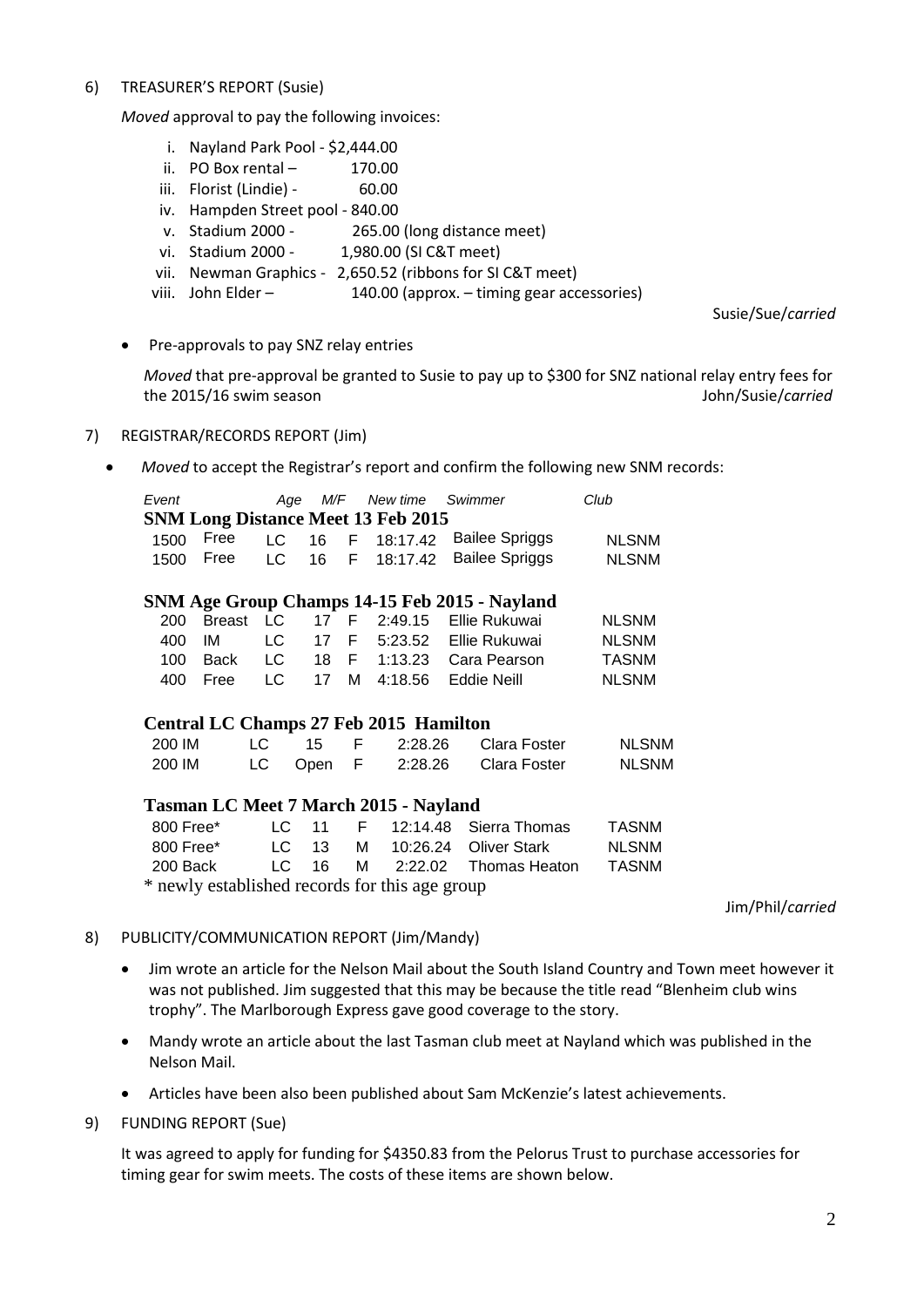6) TREASURER'S REPORT (Susie)

*Moved* approval to pay the following invoices:

i. Nayland Park Pool - $2,444.00
ii. PO Box rental – 170.00
iii. Florist (Lindie) - 60.00
iv. Hampden Street pool - 840.00
v. Stadium 2000 - 265.00 (long distance meet)
vi. Stadium 2000 - 1,980.00 (SI C&T meet)
vii. Newman Graphics - 2,650.52 (ribbons for SI C&T meet)
viii. John Elder – 140.00 (approx. – timing gear accessories)

Susie/Sue/*carried*

- Pre-approvals to pay SNZ relay entries

*Moved* that pre-approval be granted to Susie to pay up to $300 for SNZ national relay entry fees for the 2015/16 swim season John/Susie/*carried*

7) REGISTRAR/RECORDS REPORT (Jim)

- *Moved* to accept the Registrar's report and confirm the following new SNM records:

| *Event* | | | *Age* | *M/F* | *New time* | *Swimmer* | *Club* |
|---|---|---|---|---|---|---|---|
| **SNM Long Distance Meet 13 Feb 2015** | | | | | | | |
| 1500 | Free | LC | 16 | F | 18:17.42 | Bailee Spriggs | NLSNM |
| 1500 | Free | LC | 16 | F | 18:17.42 | Bailee Spriggs | NLSNM |
| **SNM Age Group Champs 14-15 Feb 2015 - Nayland** | | | | | | | |
| 200 | Breast | LC | 17 | F | 2:49.15 | Ellie Rukuwai | NLSNM |
| 400 | IM | LC | 17 | F | 5:23.52 | Ellie Rukuwai | NLSNM |
| 100 | Back | LC | 18 | F | 1:13.23 | Cara Pearson | TASNM |
| 400 | Free | LC | 17 | M | 4:18.56 | Eddie Neill | NLSNM |
| **Central LC Champs 27 Feb 2015 Hamilton** | | | | | | | |
| 200 IM | | LC | 15 | F | 2:28.26 | Clara Foster | NLSNM |
| 200 IM | | LC | Open | F | 2:28.26 | Clara Foster | NLSNM |
| **Tasman LC Meet 7 March 2015 - Nayland** | | | | | | | |
| 800 Free* | | LC | 11 | F | 12:14.48 | Sierra Thomas | TASNM |
| 800 Free* | | LC | 13 | M | 10:26.24 | Oliver Stark | NLSNM |
| 200 Back | | LC | 16 | M | 2:22.02 | Thomas Heaton | TASNM |

\* newly established records for this age group

Jim/Phil/*carried*

8) PUBLICITY/COMMUNICATION REPORT (Jim/Mandy)

- Jim wrote an article for the Nelson Mail about the South Island Country and Town meet however it was not published. Jim suggested that this may be because the title read "Blenheim club wins trophy". The Marlborough Express gave good coverage to the story.
- Mandy wrote an article about the last Tasman club meet at Nayland which was published in the Nelson Mail.
- Articles have been also been published about Sam McKenzie's latest achievements.

9) FUNDING REPORT (Sue)

It was agreed to apply for funding for $4350.83 from the Pelorus Trust to purchase accessories for timing gear for swim meets. The costs of these items are shown below.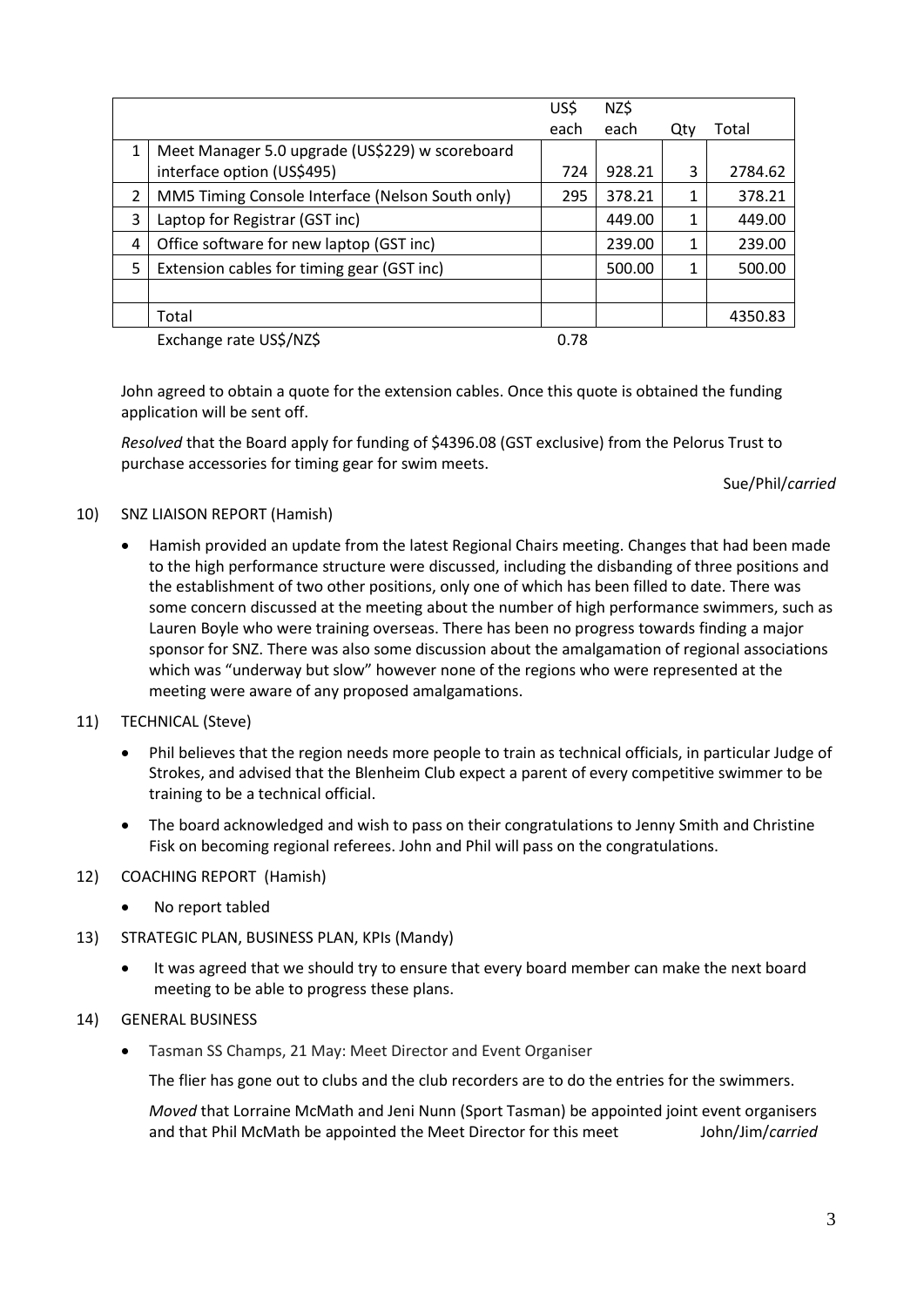| | | US$ each | NZ$ each | Qty | Total |
|---|---|---|---|---|---|
| 1 | Meet Manager 5.0 upgrade (US$229) w scoreboard interface option (US$495) | 724 | 928.21 | 3 | 2784.62 |
| 2 | MM5 Timing Console Interface (Nelson South only) | 295 | 378.21 | 1 | 378.21 |
| 3 | Laptop for Registrar (GST inc) | | 449.00 | 1 | 449.00 |
| 4 | Office software for new laptop (GST inc) | | 239.00 | 1 | 239.00 |
| 5 | Extension cables for timing gear (GST inc) | | 500.00 | 1 | 500.00 |
| | | | | | |
| | Total | | | | 4350.83 |
| | Exchange rate US$/NZ$ | 0.78 | | | |

John agreed to obtain a quote for the extension cables. Once this quote is obtained the funding application will be sent off.

*Resolved* that the Board apply for funding of $4396.08 (GST exclusive) from the Pelorus Trust to purchase accessories for timing gear for swim meets.

Sue/Phil/*carried*

10) SNZ LIAISON REPORT (Hamish)

- Hamish provided an update from the latest Regional Chairs meeting. Changes that had been made to the high performance structure were discussed, including the disbanding of three positions and the establishment of two other positions, only one of which has been filled to date. There was some concern discussed at the meeting about the number of high performance swimmers, such as Lauren Boyle who were training overseas. There has been no progress towards finding a major sponsor for SNZ. There was also some discussion about the amalgamation of regional associations which was "underway but slow" however none of the regions who were represented at the meeting were aware of any proposed amalgamations.

11) TECHNICAL (Steve)

- Phil believes that the region needs more people to train as technical officials, in particular Judge of Strokes, and advised that the Blenheim Club expect a parent of every competitive swimmer to be training to be a technical official.
- The board acknowledged and wish to pass on their congratulations to Jenny Smith and Christine Fisk on becoming regional referees. John and Phil will pass on the congratulations.

12) COACHING REPORT (Hamish)

- No report tabled

13) STRATEGIC PLAN, BUSINESS PLAN, KPIs (Mandy)

- It was agreed that we should try to ensure that every board member can make the next board meeting to be able to progress these plans.

14) GENERAL BUSINESS

- Tasman SS Champs, 21 May: Meet Director and Event Organiser

  The flier has gone out to clubs and the club recorders are to do the entries for the swimmers.

  *Moved* that Lorraine McMath and Jeni Nunn (Sport Tasman) be appointed joint event organisers and that Phil McMath be appointed the Meet Director for this meet John/Jim/*carried*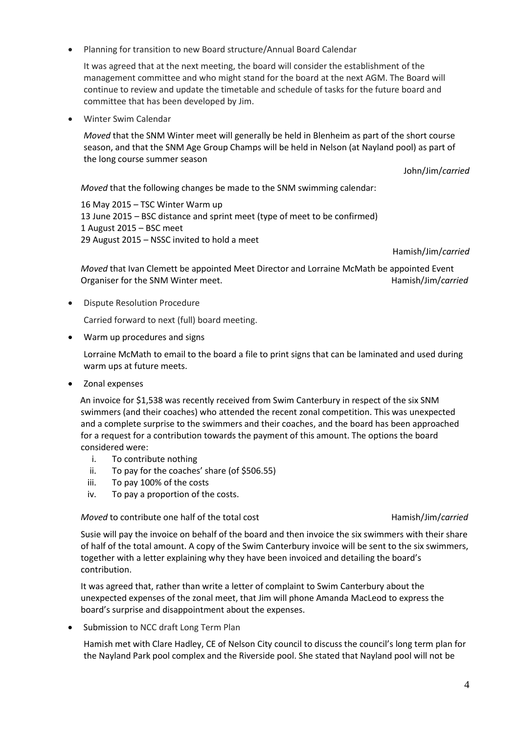- Planning for transition to new Board structure/Annual Board Calendar

  It was agreed that at the next meeting, the board will consider the establishment of the management committee and who might stand for the board at the next AGM. The Board will continue to review and update the timetable and schedule of tasks for the future board and committee that has been developed by Jim.

- Winter Swim Calendar

  *Moved* that the SNM Winter meet will generally be held in Blenheim as part of the short course season, and that the SNM Age Group Champs will be held in Nelson (at Nayland pool) as part of the long course summer season

  John/Jim/*carried*

  *Moved* that the following changes be made to the SNM swimming calendar:

  16 May 2015 – TSC Winter Warm up
  13 June 2015 – BSC distance and sprint meet (type of meet to be confirmed)
  1 August 2015 – BSC meet
  29 August 2015 – NSSC invited to hold a meet

  Hamish/Jim/*carried*

  *Moved* that Ivan Clemett be appointed Meet Director and Lorraine McMath be appointed Event Organiser for the SNM Winter meet. Hamish/Jim/*carried*

- Dispute Resolution Procedure

  Carried forward to next (full) board meeting.

- Warm up procedures and signs

  Lorraine McMath to email to the board a file to print signs that can be laminated and used during warm ups at future meets.

- Zonal expenses

  An invoice for $1,538 was recently received from Swim Canterbury in respect of the six SNM swimmers (and their coaches) who attended the recent zonal competition. This was unexpected and a complete surprise to the swimmers and their coaches, and the board has been approached for a request for a contribution towards the payment of this amount. The options the board considered were:

  i. To contribute nothing
  ii. To pay for the coaches' share (of $506.55)
  iii. To pay 100% of the costs
  iv. To pay a proportion of the costs.

  *Moved* to contribute one half of the total cost Hamish/Jim/*carried*

  Susie will pay the invoice on behalf of the board and then invoice the six swimmers with their share of half of the total amount. A copy of the Swim Canterbury invoice will be sent to the six swimmers, together with a letter explaining why they have been invoiced and detailing the board's contribution.

  It was agreed that, rather than write a letter of complaint to Swim Canterbury about the unexpected expenses of the zonal meet, that Jim will phone Amanda MacLeod to express the board's surprise and disappointment about the expenses.

- Submission to NCC draft Long Term Plan

  Hamish met with Clare Hadley, CE of Nelson City council to discuss the council's long term plan for the Nayland Park pool complex and the Riverside pool. She stated that Nayland pool will not be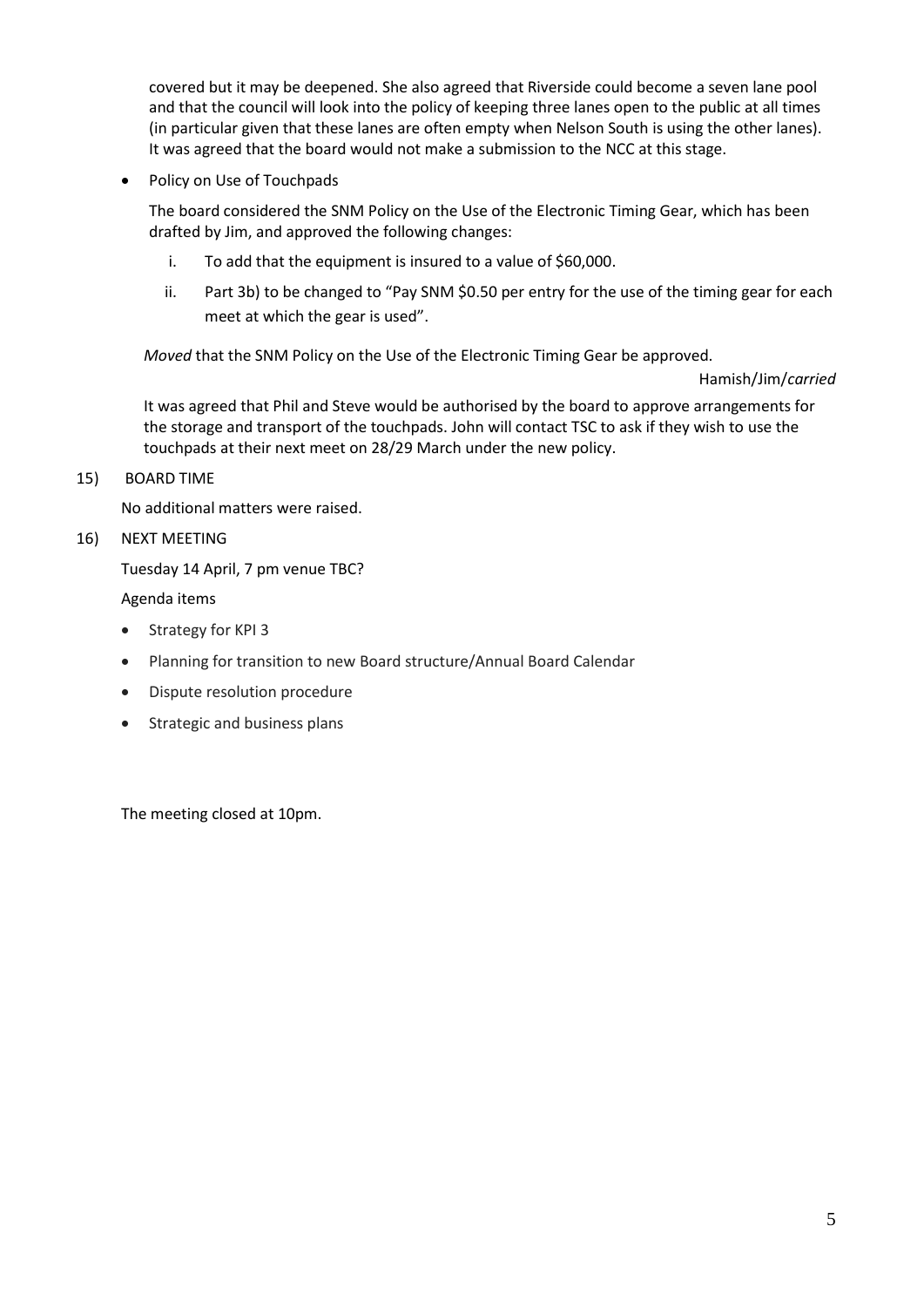covered but it may be deepened. She also agreed that Riverside could become a seven lane pool and that the council will look into the policy of keeping three lanes open to the public at all times (in particular given that these lanes are often empty when Nelson South is using the other lanes). It was agreed that the board would not make a submission to the NCC at this stage.

- Policy on Use of Touchpads

  The board considered the SNM Policy on the Use of the Electronic Timing Gear, which has been drafted by Jim, and approved the following changes:

  i. To add that the equipment is insured to a value of $60,000.
  ii. Part 3b) to be changed to "Pay SNM $0.50 per entry for the use of the timing gear for each meet at which the gear is used".

  *Moved* that the SNM Policy on the Use of the Electronic Timing Gear be approved.

  Hamish/Jim/*carried*

  It was agreed that Phil and Steve would be authorised by the board to approve arrangements for the storage and transport of the touchpads. John will contact TSC to ask if they wish to use the touchpads at their next meet on 28/29 March under the new policy.

15) BOARD TIME

No additional matters were raised.

16) NEXT MEETING

Tuesday 14 April, 7 pm venue TBC?

Agenda items

- Strategy for KPI 3
- Planning for transition to new Board structure/Annual Board Calendar
- Dispute resolution procedure
- Strategic and business plans

The meeting closed at 10pm.